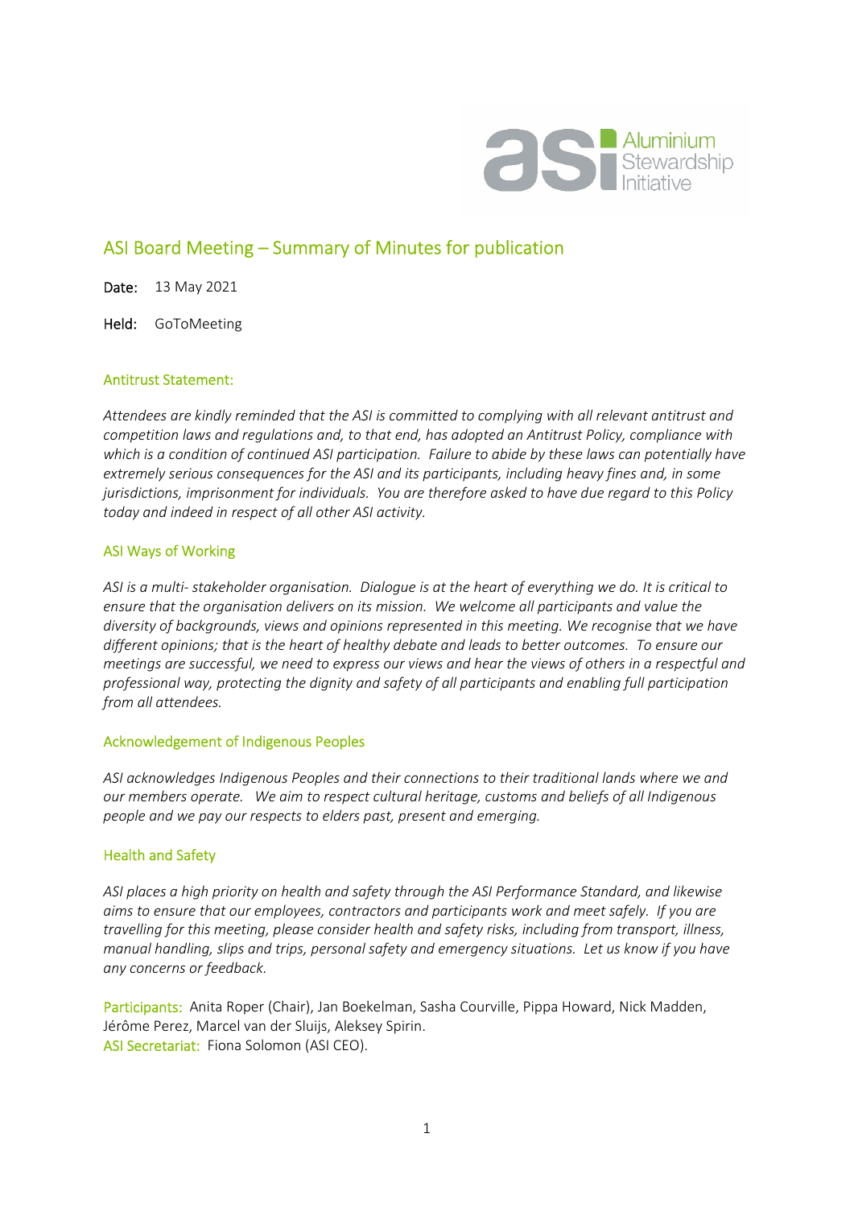# ASI Board Meeting – Summary of Minutes for publication

**Date:** 13 May 2021

**Held:** GoToMeeting

## Antitrust Statement:

*Attendees are kindly reminded that the ASI is committed to complying with all relevant antitrust and competition laws and regulations and, to that end, has adopted an Antitrust Policy, compliance with which is a condition of continued ASI participation. Failure to abide by these laws can potentially have extremely serious consequences for the ASI and its participants, including heavy fines and, in some jurisdictions, imprisonment for individuals. You are therefore asked to have due regard to this Policy today and indeed in respect of all other ASI activity.*

## ASI Ways of Working

*ASI is a multi- stakeholder organisation. Dialogue is at the heart of everything we do. It is critical to ensure that the organisation delivers on its mission. We welcome all participants and value the diversity of backgrounds, views and opinions represented in this meeting. We recognise that we have different opinions; that is the heart of healthy debate and leads to better outcomes. To ensure our meetings are successful, we need to express our views and hear the views of others in a respectful and professional way, protecting the dignity and safety of all participants and enabling full participation from all attendees.*

## Acknowledgement of Indigenous Peoples

*ASI acknowledges Indigenous Peoples and their connections to their traditional lands where we and our members operate. We aim to respect cultural heritage, customs and beliefs of all Indigenous people and we pay our respects to elders past, present and emerging.*

## Health and Safety

*ASI places a high priority on health and safety through the ASI Performance Standard, and likewise aims to ensure that our employees, contractors and participants work and meet safely. If you are travelling for this meeting, please consider health and safety risks, including from transport, illness, manual handling, slips and trips, personal safety and emergency situations. Let us know if you have any concerns or feedback.*

**Participants:** Anita Roper (Chair), Jan Boekelman, Sasha Courville, Pippa Howard, Nick Madden, Jérôme Perez, Marcel van der Sluijs, Aleksey Spirin.
**ASI Secretariat:** Fiona Solomon (ASI CEO).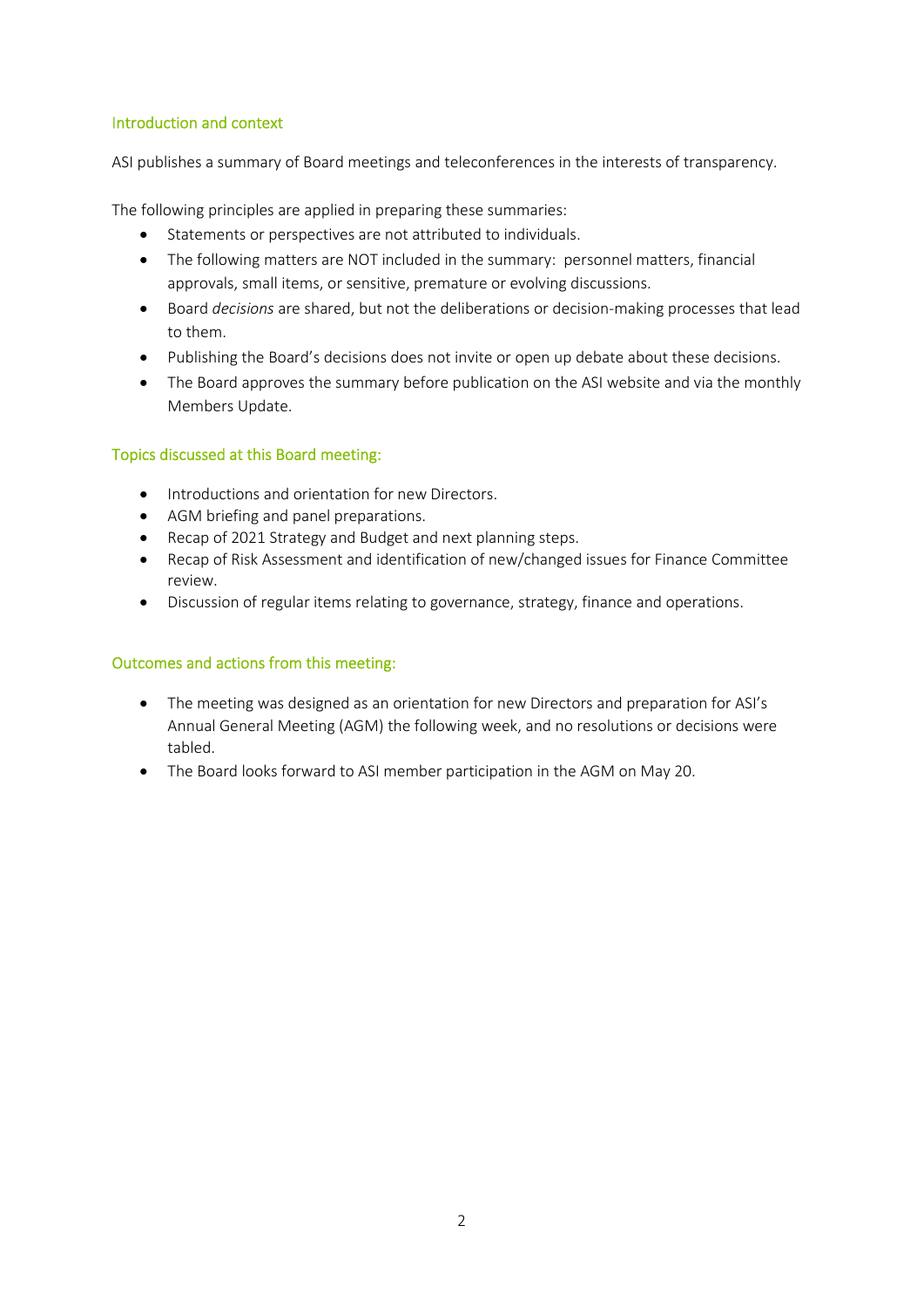## Introduction and context

ASI publishes a summary of Board meetings and teleconferences in the interests of transparency.

The following principles are applied in preparing these summaries:

- Statements or perspectives are not attributed to individuals.
- The following matters are NOT included in the summary: personnel matters, financial approvals, small items, or sensitive, premature or evolving discussions.
- Board *decisions* are shared, but not the deliberations or decision-making processes that lead to them.
- Publishing the Board's decisions does not invite or open up debate about these decisions.
- The Board approves the summary before publication on the ASI website and via the monthly Members Update.

## Topics discussed at this Board meeting:

- Introductions and orientation for new Directors.
- AGM briefing and panel preparations.
- Recap of 2021 Strategy and Budget and next planning steps.
- Recap of Risk Assessment and identification of new/changed issues for Finance Committee review.
- Discussion of regular items relating to governance, strategy, finance and operations.

## Outcomes and actions from this meeting:

- The meeting was designed as an orientation for new Directors and preparation for ASI's Annual General Meeting (AGM) the following week, and no resolutions or decisions were tabled.
- The Board looks forward to ASI member participation in the AGM on May 20.